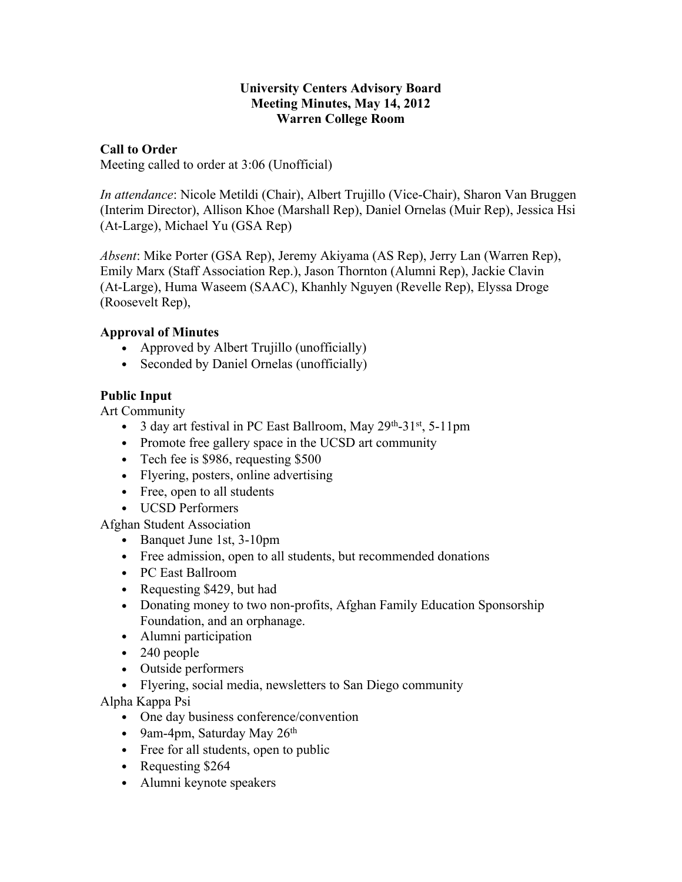# University Centers Advisory Board
## Meeting Minutes, May 14, 2012
## Warren College Room

### Call to Order

Meeting called to order at 3:06 (Unofficial)

*In attendance*: Nicole Metildi (Chair), Albert Trujillo (Vice-Chair), Sharon Van Bruggen (Interim Director), Allison Khoe (Marshall Rep), Daniel Ornelas (Muir Rep), Jessica Hsi (At-Large), Michael Yu (GSA Rep)

*Absent*: Mike Porter (GSA Rep), Jeremy Akiyama (AS Rep), Jerry Lan (Warren Rep), Emily Marx (Staff Association Rep.), Jason Thornton (Alumni Rep), Jackie Clavin (At-Large), Huma Waseem (SAAC), Khanhly Nguyen (Revelle Rep), Elyssa Droge (Roosevelt Rep),

### Approval of Minutes

- Approved by Albert Trujillo (unofficially)
- Seconded by Daniel Ornelas (unofficially)

### Public Input

Art Community

- 3 day art festival in PC East Ballroom, May 29th-31st, 5-11pm
- Promote free gallery space in the UCSD art community
- Tech fee is $986, requesting $500
- Flyering, posters, online advertising
- Free, open to all students
- UCSD Performers

Afghan Student Association

- Banquet June 1st, 3-10pm
- Free admission, open to all students, but recommended donations
- PC East Ballroom
- Requesting $429, but had
- Donating money to two non-profits, Afghan Family Education Sponsorship Foundation, and an orphanage.
- Alumni participation
- 240 people
- Outside performers
- Flyering, social media, newsletters to San Diego community

Alpha Kappa Psi

- One day business conference/convention
- 9am-4pm, Saturday May 26th
- Free for all students, open to public
- Requesting $264
- Alumni keynote speakers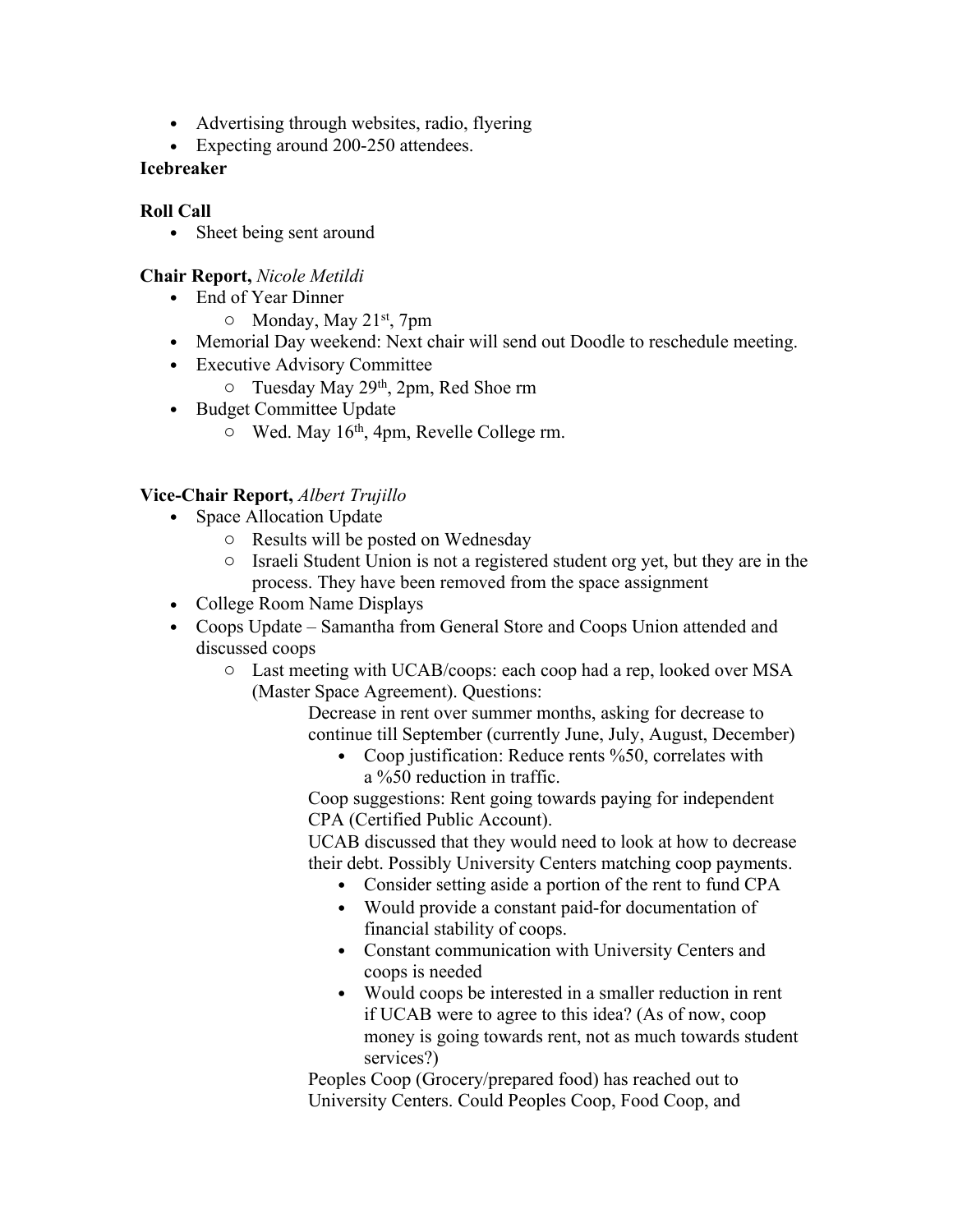- Advertising through websites, radio, flyering
- Expecting around 200-250 attendees.

**Icebreaker**

**Roll Call**

- Sheet being sent around

**Chair Report,** *Nicole Metildi*

- End of Year Dinner
  - Monday, May 21st, 7pm
- Memorial Day weekend: Next chair will send out Doodle to reschedule meeting.
- Executive Advisory Committee
  - Tuesday May 29th, 2pm, Red Shoe rm
- Budget Committee Update
  - Wed. May 16th, 4pm, Revelle College rm.

**Vice-Chair Report,** *Albert Trujillo*

- Space Allocation Update
  - Results will be posted on Wednesday
  - Israeli Student Union is not a registered student org yet, but they are in the process. They have been removed from the space assignment
- College Room Name Displays
- Coops Update – Samantha from General Store and Coops Union attended and discussed coops
  - Last meeting with UCAB/coops: each coop had a rep, looked over MSA (Master Space Agreement). Questions:

    Decrease in rent over summer months, asking for decrease to continue till September (currently June, July, August, December)

    - Coop justification: Reduce rents %50, correlates with a %50 reduction in traffic.

    Coop suggestions: Rent going towards paying for independent CPA (Certified Public Account).

    UCAB discussed that they would need to look at how to decrease their debt. Possibly University Centers matching coop payments.

    - Consider setting aside a portion of the rent to fund CPA
    - Would provide a constant paid-for documentation of financial stability of coops.
    - Constant communication with University Centers and coops is needed
    - Would coops be interested in a smaller reduction in rent if UCAB were to agree to this idea? (As of now, coop money is going towards rent, not as much towards student services?)

    Peoples Coop (Grocery/prepared food) has reached out to University Centers. Could Peoples Coop, Food Coop, and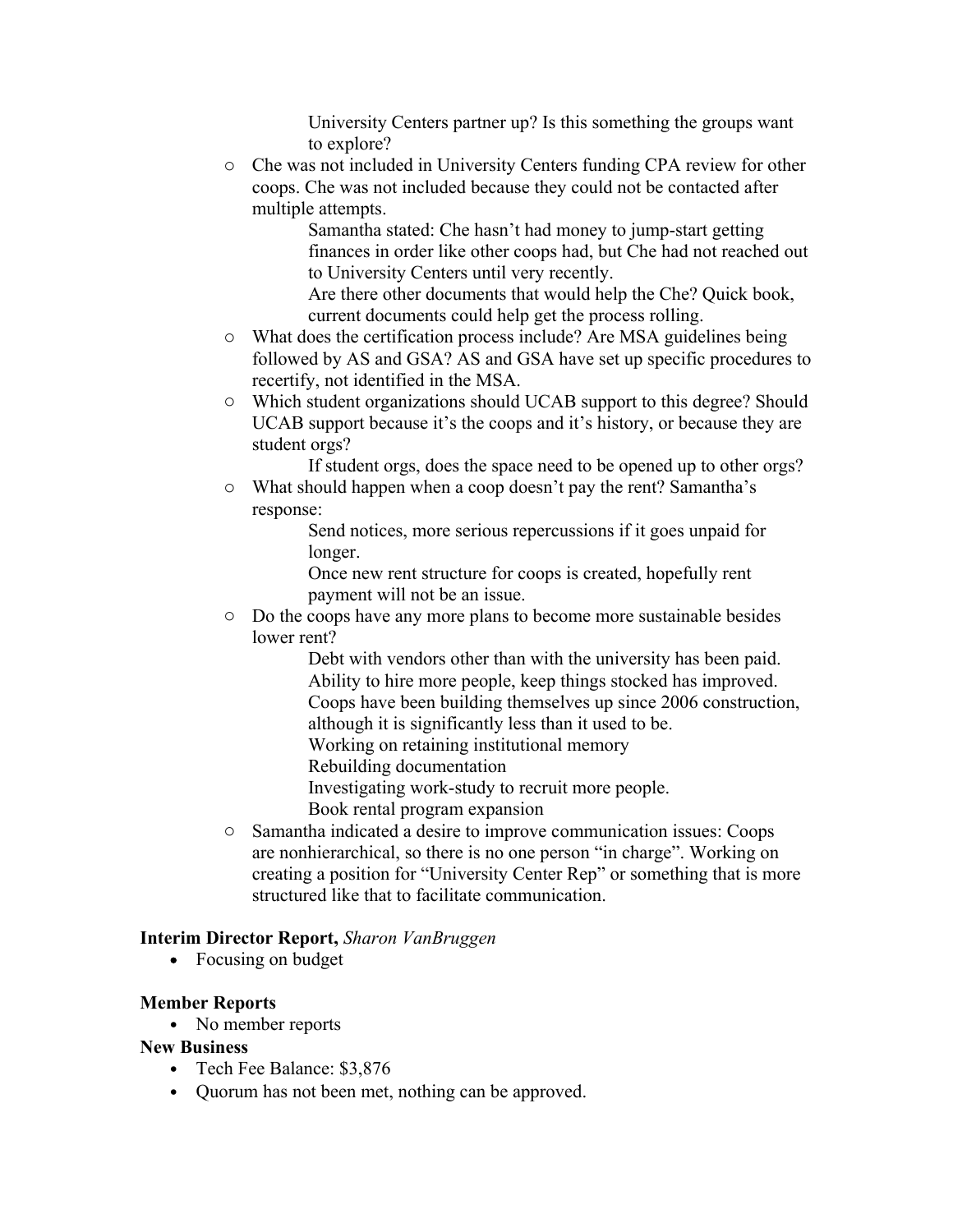University Centers partner up? Is this something the groups want to explore?

- Che was not included in University Centers funding CPA review for other coops. Che was not included because they could not be contacted after multiple attempts.
    - Samantha stated: Che hasn't had money to jump-start getting finances in order like other coops had, but Che had not reached out to University Centers until very recently.
    - Are there other documents that would help the Che? Quick book, current documents could help get the process rolling.
- What does the certification process include? Are MSA guidelines being followed by AS and GSA? AS and GSA have set up specific procedures to recertify, not identified in the MSA.
- Which student organizations should UCAB support to this degree? Should UCAB support because it's the coops and it's history, or because they are student orgs?
    - If student orgs, does the space need to be opened up to other orgs?
- What should happen when a coop doesn't pay the rent? Samantha's response:
    - Send notices, more serious repercussions if it goes unpaid for longer.
    - Once new rent structure for coops is created, hopefully rent payment will not be an issue.
- Do the coops have any more plans to become more sustainable besides lower rent?
    - Debt with vendors other than with the university has been paid.
    - Ability to hire more people, keep things stocked has improved.
    - Coops have been building themselves up since 2006 construction, although it is significantly less than it used to be.
    - Working on retaining institutional memory
    - Rebuilding documentation
    - Investigating work-study to recruit more people.
    - Book rental program expansion
- Samantha indicated a desire to improve communication issues: Coops are nonhierarchical, so there is no one person "in charge". Working on creating a position for "University Center Rep" or something that is more structured like that to facilitate communication.

**Interim Director Report,** *Sharon VanBruggen*

- Focusing on budget

**Member Reports**

- No member reports

**New Business**

- Tech Fee Balance: $3,876
- Quorum has not been met, nothing can be approved.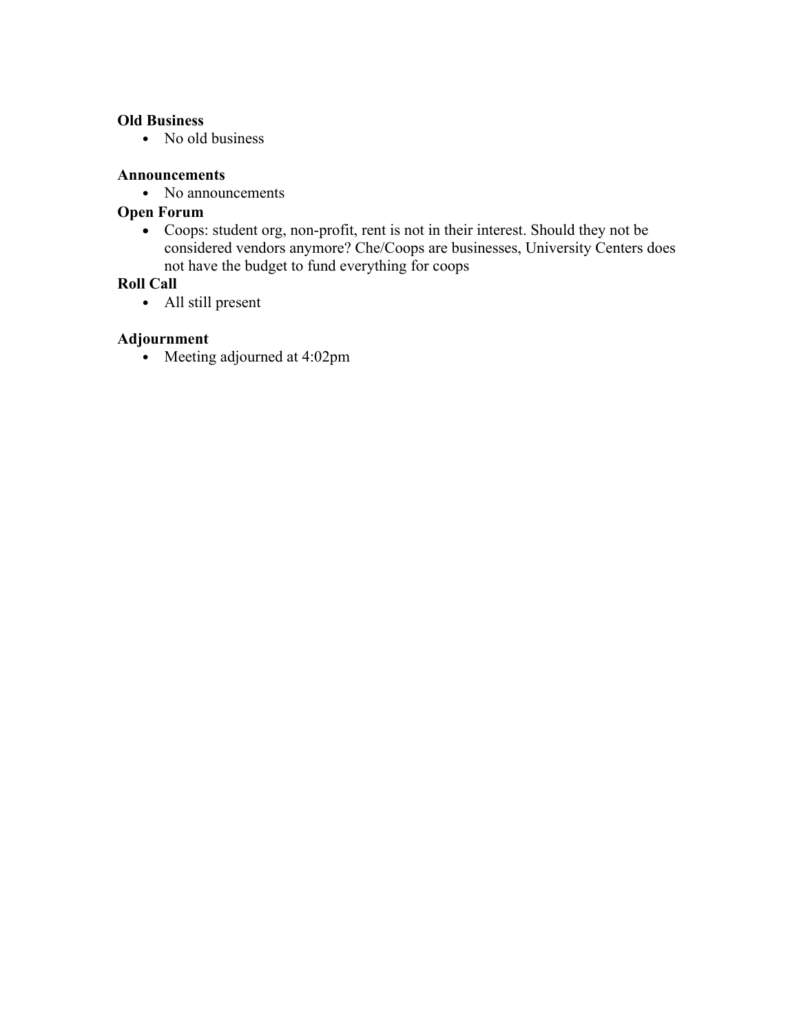**Old Business**

- No old business

**Announcements**

- No announcements

**Open Forum**

- Coops: student org, non-profit, rent is not in their interest. Should they not be considered vendors anymore? Che/Coops are businesses, University Centers does not have the budget to fund everything for coops

**Roll Call**

- All still present

**Adjournment**

- Meeting adjourned at 4:02pm